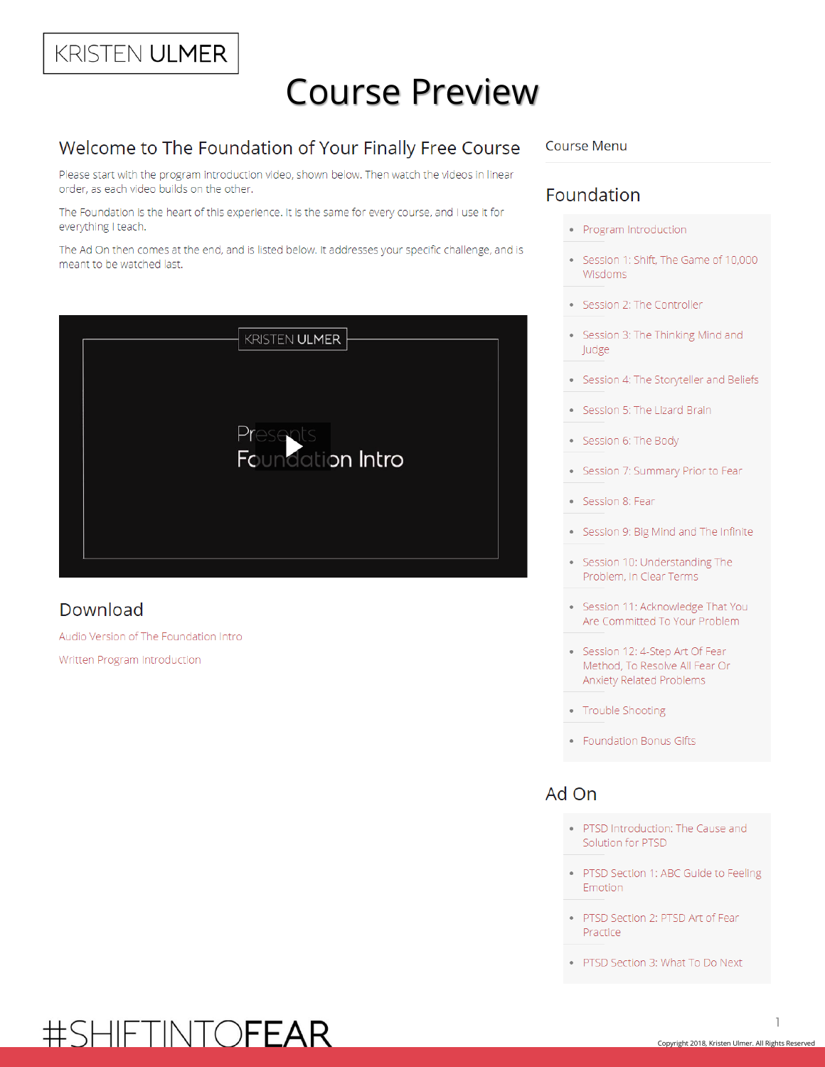KRISTEN ULMER

# Course Preview

## Welcome to The Foundation of Your Finally Free Course

Please start with the program introduction video, shown below. Then watch the videos in linear order, as each video builds on the other.

The Foundation is the heart of this experience. It is the same for every course, and I use it for everything I teach.

The Ad On then comes at the end, and is listed below. It addresses your specific challenge, and is meant to be watched last.

KRISTEN ULMER

Presents
Foundation Intro

## Download

Audio Version of The Foundation Intro

Written Program Introduction

Course Menu

## Foundation

- Program Introduction
- Session 1: Shift, The Game of 10,000 Wisdoms
- Session 2: The Controller
- Session 3: The Thinking Mind and Judge
- Session 4: The Storyteller and Beliefs
- Session 5: The Lizard Brain
- Session 6: The Body
- Session 7: Summary Prior to Fear
- Session 8: Fear
- Session 9: Big Mind and The Infinite
- Session 10: Understanding The Problem, In Clear Terms
- Session 11: Acknowledge That You Are Committed To Your Problem
- Session 12: 4-Step Art Of Fear Method, To Resolve All Fear Or Anxiety Related Problems
- Trouble Shooting
- Foundation Bonus Gifts

## Ad On

- PTSD Introduction: The Cause and Solution for PTSD
- PTSD Section 1: ABC Guide to Feeling Emotion
- PTSD Section 2: PTSD Art of Fear Practice
- PTSD Section 3: What To Do Next

#SHIFTINTOFEAR

Copyright 2018, Kristen Ulmer. All Rights Reserved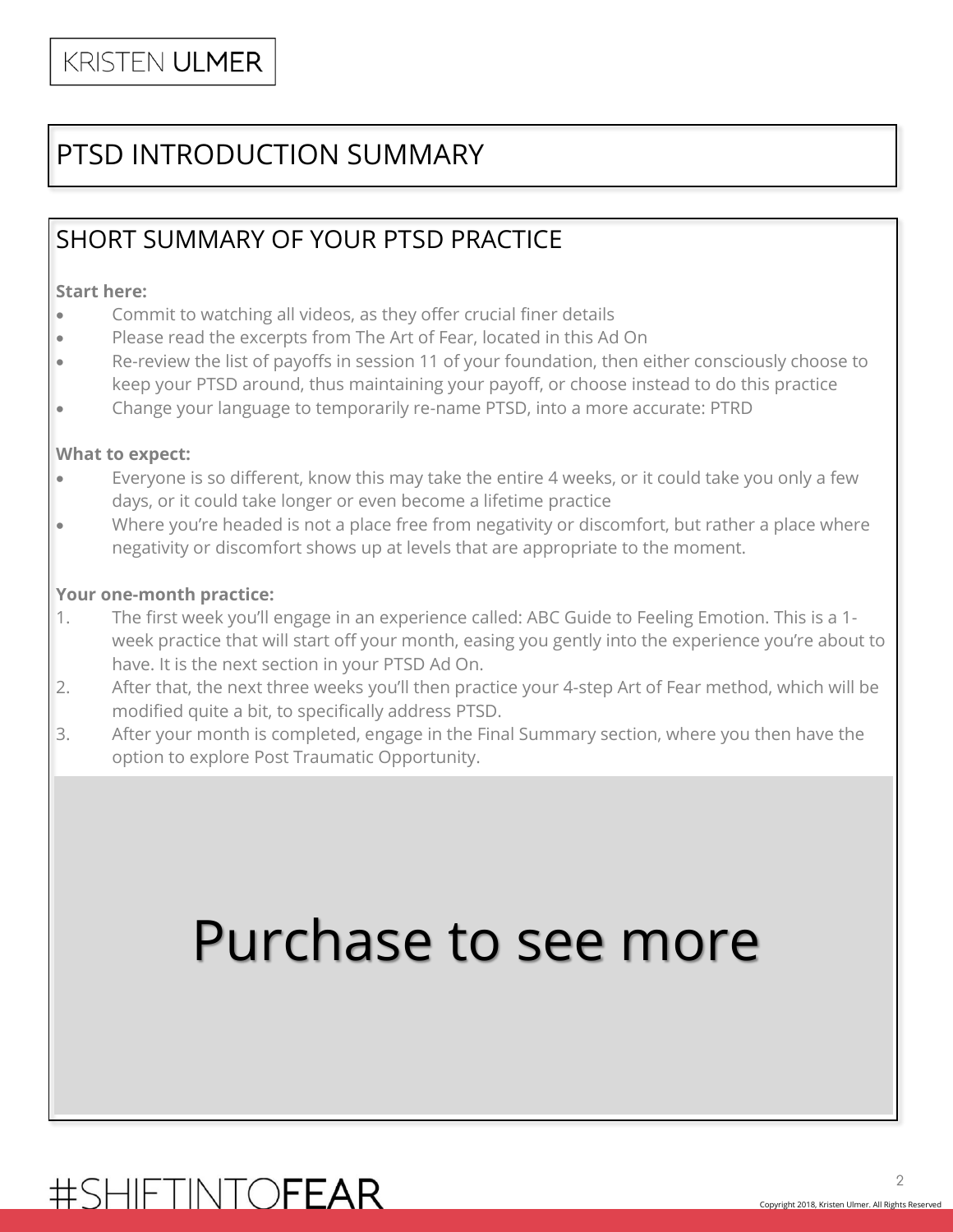# PTSD INTRODUCTION SUMMARY

## SHORT SUMMARY OF YOUR PTSD PRACTICE

**Start here:**

- Commit to watching all videos, as they offer crucial finer details
- Please read the excerpts from The Art of Fear, located in this Ad On
- Re-review the list of payoffs in session 11 of your foundation, then either consciously choose to keep your PTSD around, thus maintaining your payoff, or choose instead to do this practice
- Change your language to temporarily re-name PTSD, into a more accurate: PTRD

**What to expect:**

- Everyone is so different, know this may take the entire 4 weeks, or it could take you only a few days, or it could take longer or even become a lifetime practice
- Where you're headed is not a place free from negativity or discomfort, but rather a place where negativity or discomfort shows up at levels that are appropriate to the moment.

**Your one-month practice:**

1. The first week you'll engage in an experience called: ABC Guide to Feeling Emotion. This is a 1-week practice that will start off your month, easing you gently into the experience you're about to have. It is the next section in your PTSD Ad On.
2. After that, the next three weeks you'll then practice your 4-step Art of Fear method, which will be modified quite a bit, to specifically address PTSD.
3. After your month is completed, engage in the Final Summary section, where you then have the option to explore Post Traumatic Opportunity.

Purchase to see more